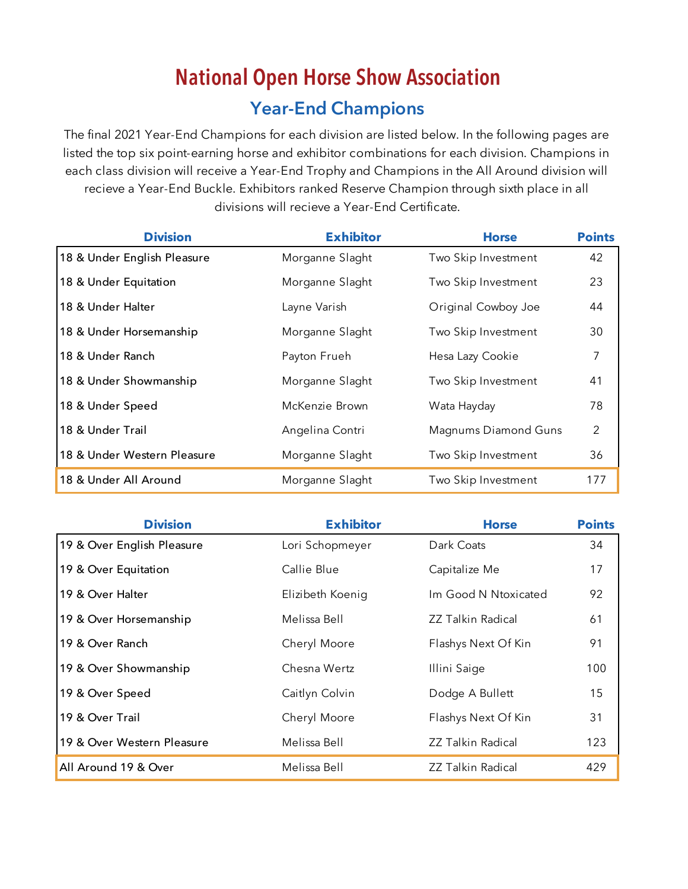# National Open Horse Show Association

## Year-End Champions

The final 2021 Year-End Champions for each division are listed below. In the following pages are listed the top six point-earning horse and exhibitor combinations for each division. Champions in each class division will receive a Year-End Trophy and Champions in the All Around division will recieve a Year-End Buckle. Exhibitors ranked Reserve Champion through sixth place in all divisions will recieve a Year-End Certificate.

| Division | Exhibitor | Horse | Points |
|---|---|---|---|
| 18 & Under English Pleasure | Morganne Slaght | Two Skip Investment | 42 |
| 18 & Under Equitation | Morganne Slaght | Two Skip Investment | 23 |
| 18 & Under Halter | Layne Varish | Original Cowboy Joe | 44 |
| 18 & Under Horsemanship | Morganne Slaght | Two Skip Investment | 30 |
| 18 & Under Ranch | Payton Frueh | Hesa Lazy Cookie | 7 |
| 18 & Under Showmanship | Morganne Slaght | Two Skip Investment | 41 |
| 18 & Under Speed | McKenzie Brown | Wata Hayday | 78 |
| 18 & Under Trail | Angelina Contri | Magnums Diamond Guns | 2 |
| 18 & Under Western Pleasure | Morganne Slaght | Two Skip Investment | 36 |
| 18 & Under All Around | Morganne Slaght | Two Skip Investment | 177 |

| Division | Exhibitor | Horse | Points |
|---|---|---|---|
| 19 & Over English Pleasure | Lori Schopmeyer | Dark Coats | 34 |
| 19 & Over Equitation | Callie Blue | Capitalize Me | 17 |
| 19 & Over Halter | Elizibeth Koenig | Im Good N Ntoxicated | 92 |
| 19 & Over Horsemanship | Melissa Bell | ZZ Talkin Radical | 61 |
| 19 & Over Ranch | Cheryl Moore | Flashys Next Of Kin | 91 |
| 19 & Over Showmanship | Chesna Wertz | Illini Saige | 100 |
| 19 & Over Speed | Caitlyn Colvin | Dodge A Bullett | 15 |
| 19 & Over Trail | Cheryl Moore | Flashys Next Of Kin | 31 |
| 19 & Over Western Pleasure | Melissa Bell | ZZ Talkin Radical | 123 |
| All Around 19 & Over | Melissa Bell | ZZ Talkin Radical | 429 |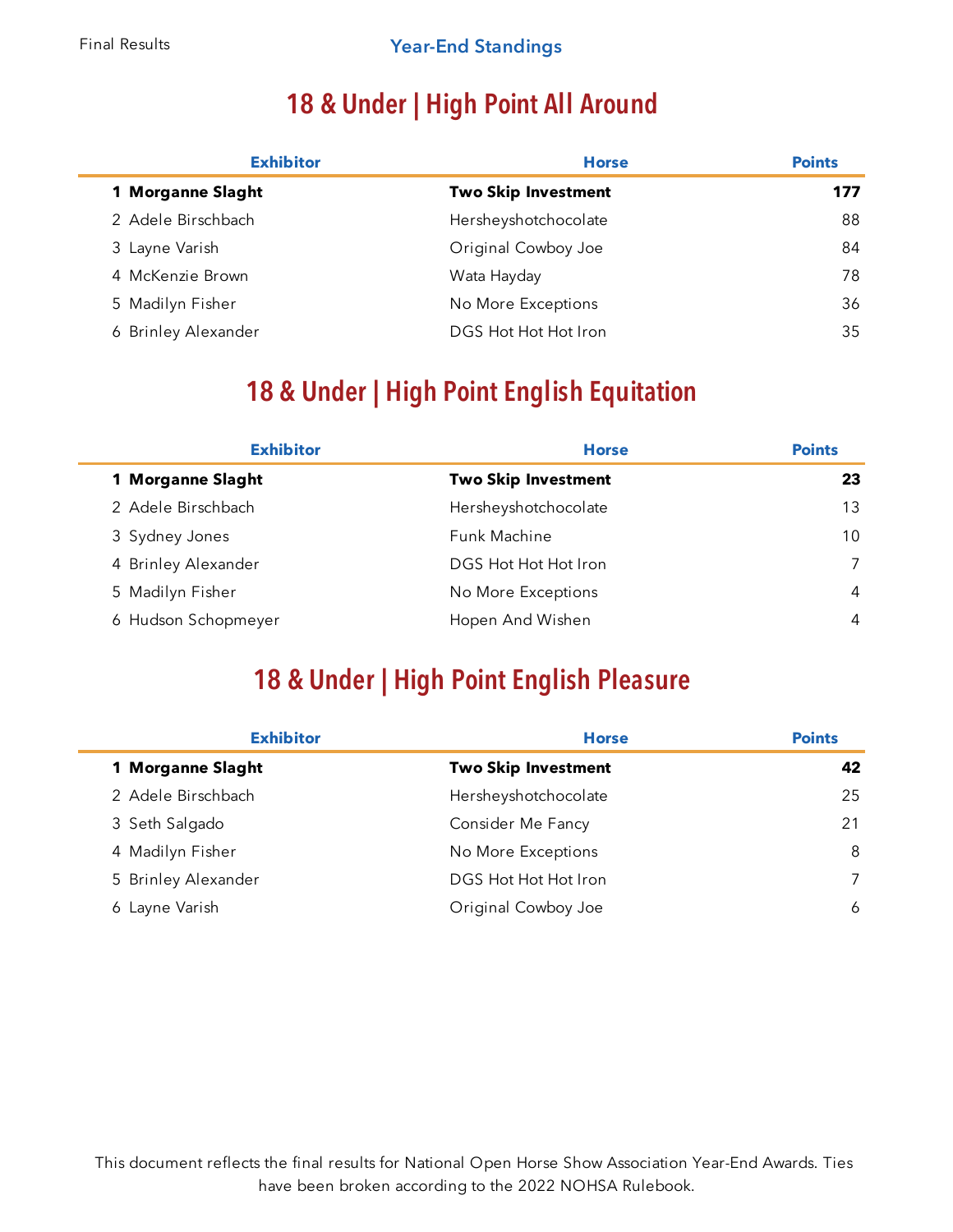Final Results

Year-End Standings

## 18 & Under | High Point All Around

| | Exhibitor | Horse | Points |
|---|---|---|---|
| **1** | **Morganne Slaght** | **Two Skip Investment** | **177** |
| 2 | Adele Birschbach | Hersheyshotchocolate | 88 |
| 3 | Layne Varish | Original Cowboy Joe | 84 |
| 4 | McKenzie Brown | Wata Hayday | 78 |
| 5 | Madilyn Fisher | No More Exceptions | 36 |
| 6 | Brinley Alexander | DGS Hot Hot Hot Iron | 35 |

## 18 & Under | High Point English Equitation

| | Exhibitor | Horse | Points |
|---|---|---|---|
| **1** | **Morganne Slaght** | **Two Skip Investment** | **23** |
| 2 | Adele Birschbach | Hersheyshotchocolate | 13 |
| 3 | Sydney Jones | Funk Machine | 10 |
| 4 | Brinley Alexander | DGS Hot Hot Hot Iron | 7 |
| 5 | Madilyn Fisher | No More Exceptions | 4 |
| 6 | Hudson Schopmeyer | Hopen And Wishen | 4 |

## 18 & Under | High Point English Pleasure

| | Exhibitor | Horse | Points |
|---|---|---|---|
| **1** | **Morganne Slaght** | **Two Skip Investment** | **42** |
| 2 | Adele Birschbach | Hersheyshotchocolate | 25 |
| 3 | Seth Salgado | Consider Me Fancy | 21 |
| 4 | Madilyn Fisher | No More Exceptions | 8 |
| 5 | Brinley Alexander | DGS Hot Hot Hot Iron | 7 |
| 6 | Layne Varish | Original Cowboy Joe | 6 |

This document reflects the final results for National Open Horse Show Association Year-End Awards. Ties have been broken according to the 2022 NOHSA Rulebook.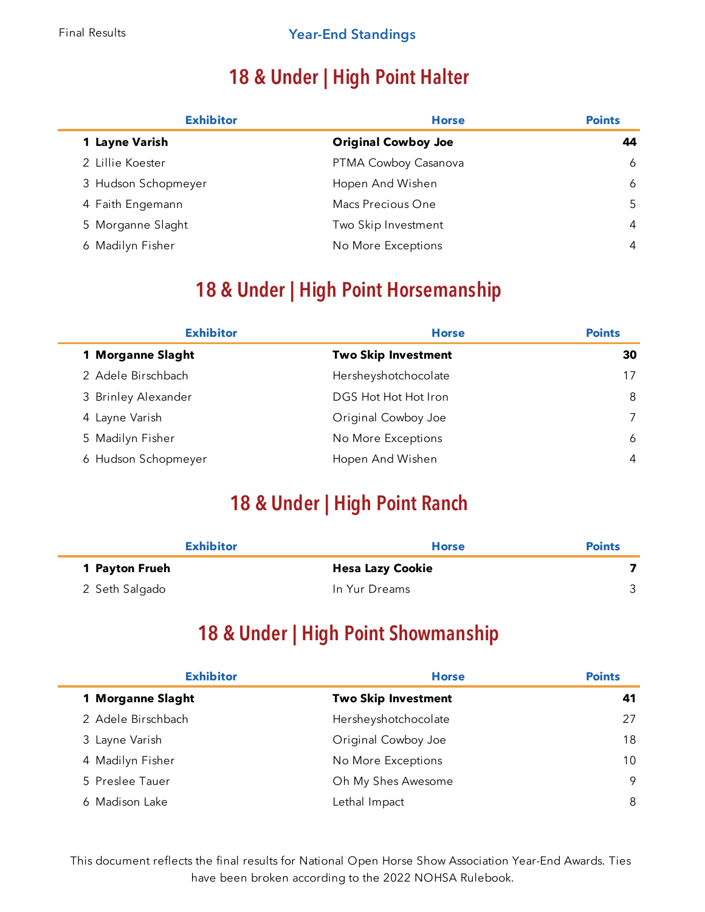Final Results

## Year-End Standings

# 18 & Under | High Point Halter

| | Exhibitor | Horse | Points |
|---|---|---|---|
| **1** | **Layne Varish** | **Original Cowboy Joe** | **44** |
| 2 | Lillie Koester | PTMA Cowboy Casanova | 6 |
| 3 | Hudson Schopmeyer | Hopen And Wishen | 6 |
| 4 | Faith Engemann | Macs Precious One | 5 |
| 5 | Morganne Slaght | Two Skip Investment | 4 |
| 6 | Madilyn Fisher | No More Exceptions | 4 |

# 18 & Under | High Point Horsemanship

| | Exhibitor | Horse | Points |
|---|---|---|---|
| **1** | **Morganne Slaght** | **Two Skip Investment** | **30** |
| 2 | Adele Birschbach | Hersheyshotchocolate | 17 |
| 3 | Brinley Alexander | DGS Hot Hot Hot Iron | 8 |
| 4 | Layne Varish | Original Cowboy Joe | 7 |
| 5 | Madilyn Fisher | No More Exceptions | 6 |
| 6 | Hudson Schopmeyer | Hopen And Wishen | 4 |

# 18 & Under | High Point Ranch

| | Exhibitor | Horse | Points |
|---|---|---|---|
| **1** | **Payton Frueh** | **Hesa Lazy Cookie** | **7** |
| 2 | Seth Salgado | In Yur Dreams | 3 |

# 18 & Under | High Point Showmanship

| | Exhibitor | Horse | Points |
|---|---|---|---|
| **1** | **Morganne Slaght** | **Two Skip Investment** | **41** |
| 2 | Adele Birschbach | Hersheyshotchocolate | 27 |
| 3 | Layne Varish | Original Cowboy Joe | 18 |
| 4 | Madilyn Fisher | No More Exceptions | 10 |
| 5 | Preslee Tauer | Oh My Shes Awesome | 9 |
| 6 | Madison Lake | Lethal Impact | 8 |

This document reflects the final results for National Open Horse Show Association Year-End Awards. Ties have been broken according to the 2022 NOHSA Rulebook.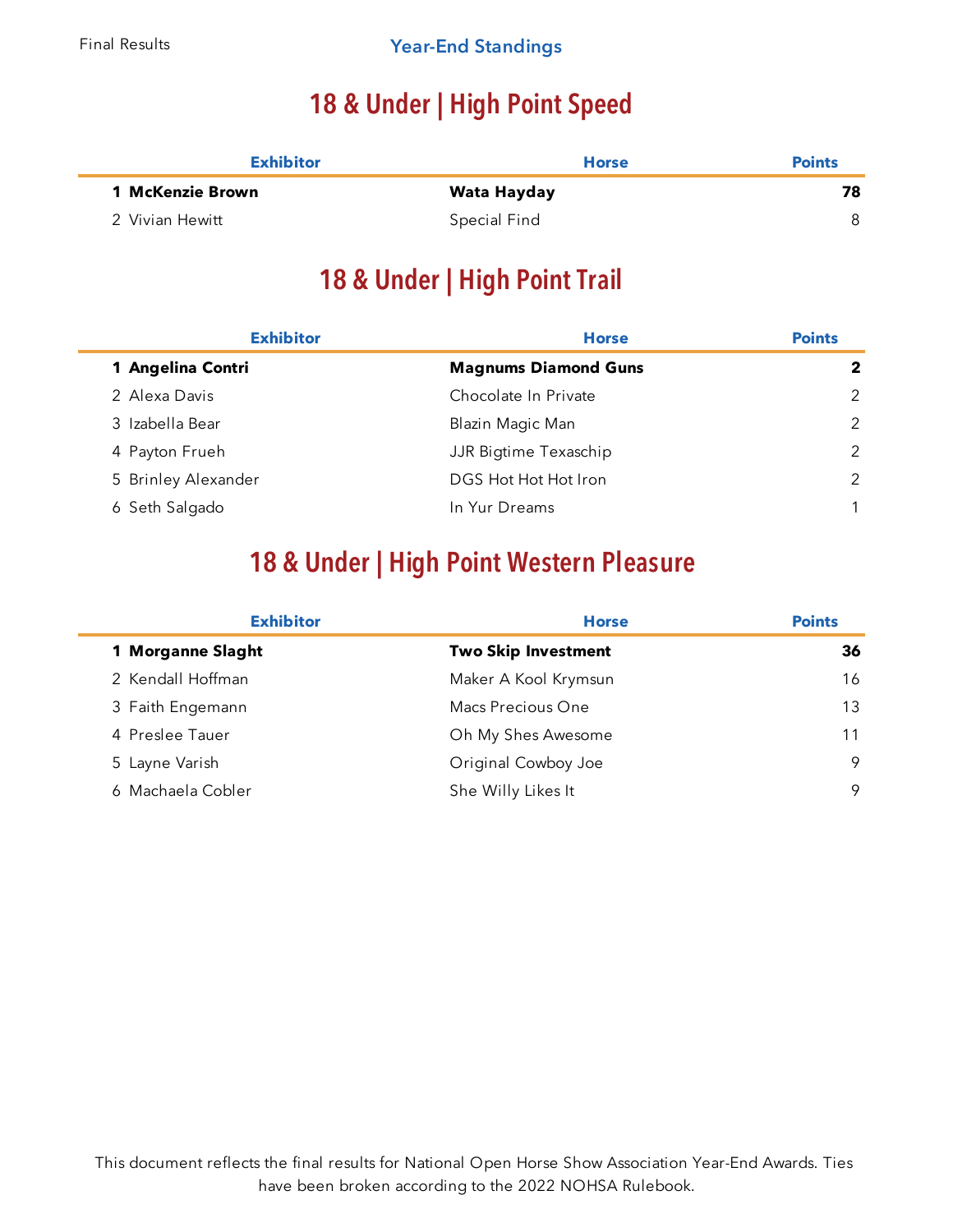Final Results

## Year-End Standings

# 18 & Under | High Point Speed

| | Exhibitor | Horse | Points |
|---|---|---|---|
| **1** | **McKenzie Brown** | **Wata Hayday** | **78** |
| 2 | Vivian Hewitt | Special Find | 8 |

# 18 & Under | High Point Trail

| | Exhibitor | Horse | Points |
|---|---|---|---|
| **1** | **Angelina Contri** | **Magnums Diamond Guns** | **2** |
| 2 | Alexa Davis | Chocolate In Private | 2 |
| 3 | Izabella Bear | Blazin Magic Man | 2 |
| 4 | Payton Frueh | JJR Bigtime Texaschip | 2 |
| 5 | Brinley Alexander | DGS Hot Hot Hot Iron | 2 |
| 6 | Seth Salgado | In Yur Dreams | 1 |

# 18 & Under | High Point Western Pleasure

| | Exhibitor | Horse | Points |
|---|---|---|---|
| **1** | **Morganne Slaght** | **Two Skip Investment** | **36** |
| 2 | Kendall Hoffman | Maker A Kool Krymsun | 16 |
| 3 | Faith Engemann | Macs Precious One | 13 |
| 4 | Preslee Tauer | Oh My Shes Awesome | 11 |
| 5 | Layne Varish | Original Cowboy Joe | 9 |
| 6 | Machaela Cobler | She Willy Likes It | 9 |

This document reflects the final results for National Open Horse Show Association Year-End Awards. Ties have been broken according to the 2022 NOHSA Rulebook.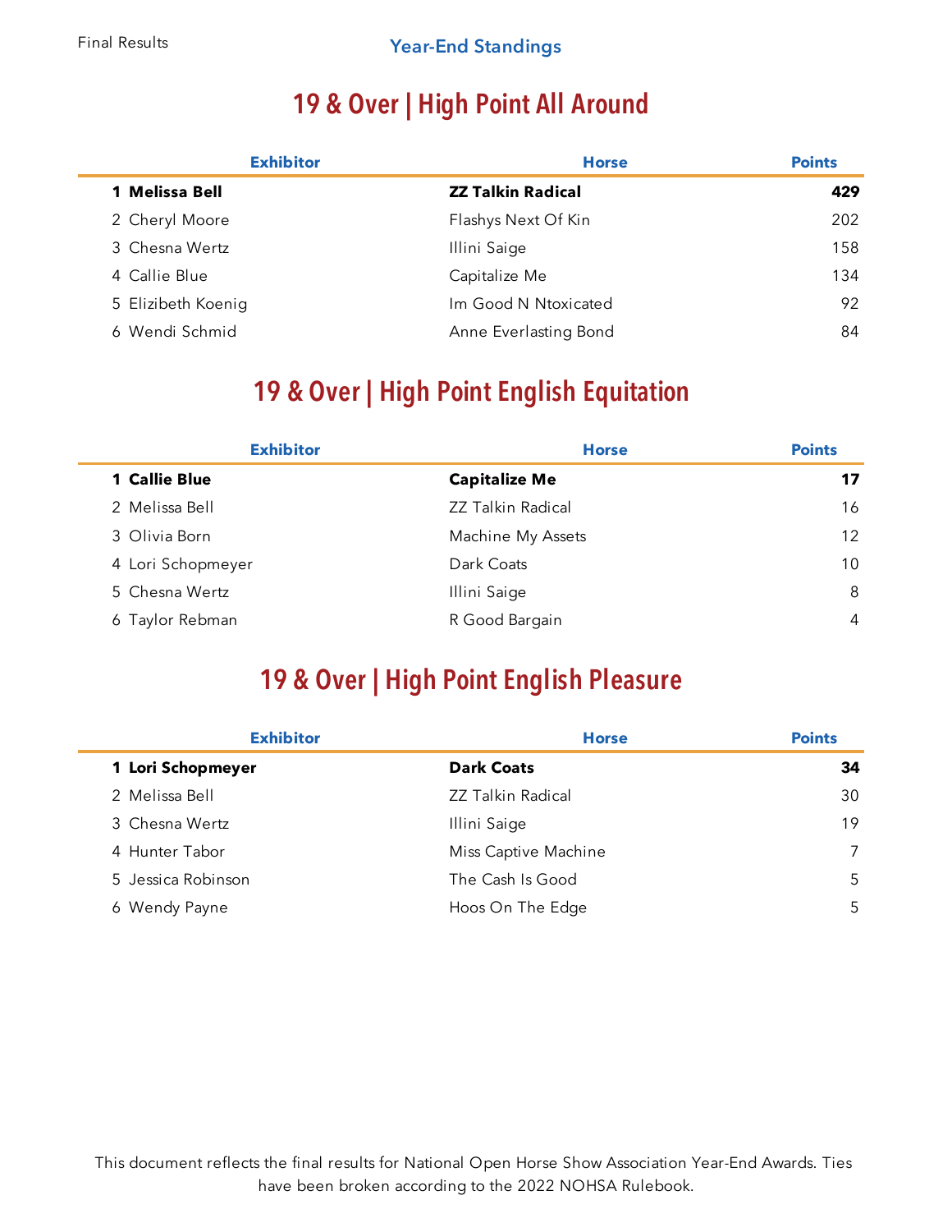Final Results

Year-End Standings

## 19 & Over | High Point All Around

| | Exhibitor | Horse | Points |
|---|---|---|---|
| **1** | **Melissa Bell** | **ZZ Talkin Radical** | **429** |
| 2 | Cheryl Moore | Flashys Next Of Kin | 202 |
| 3 | Chesna Wertz | Illini Saige | 158 |
| 4 | Callie Blue | Capitalize Me | 134 |
| 5 | Elizibeth Koenig | Im Good N Ntoxicated | 92 |
| 6 | Wendi Schmid | Anne Everlasting Bond | 84 |

## 19 & Over | High Point English Equitation

| | Exhibitor | Horse | Points |
|---|---|---|---|
| **1** | **Callie Blue** | **Capitalize Me** | **17** |
| 2 | Melissa Bell | ZZ Talkin Radical | 16 |
| 3 | Olivia Born | Machine My Assets | 12 |
| 4 | Lori Schopmeyer | Dark Coats | 10 |
| 5 | Chesna Wertz | Illini Saige | 8 |
| 6 | Taylor Rebman | R Good Bargain | 4 |

## 19 & Over | High Point English Pleasure

| | Exhibitor | Horse | Points |
|---|---|---|---|
| **1** | **Lori Schopmeyer** | **Dark Coats** | **34** |
| 2 | Melissa Bell | ZZ Talkin Radical | 30 |
| 3 | Chesna Wertz | Illini Saige | 19 |
| 4 | Hunter Tabor | Miss Captive Machine | 7 |
| 5 | Jessica Robinson | The Cash Is Good | 5 |
| 6 | Wendy Payne | Hoos On The Edge | 5 |

This document reflects the final results for National Open Horse Show Association Year-End Awards. Ties have been broken according to the 2022 NOHSA Rulebook.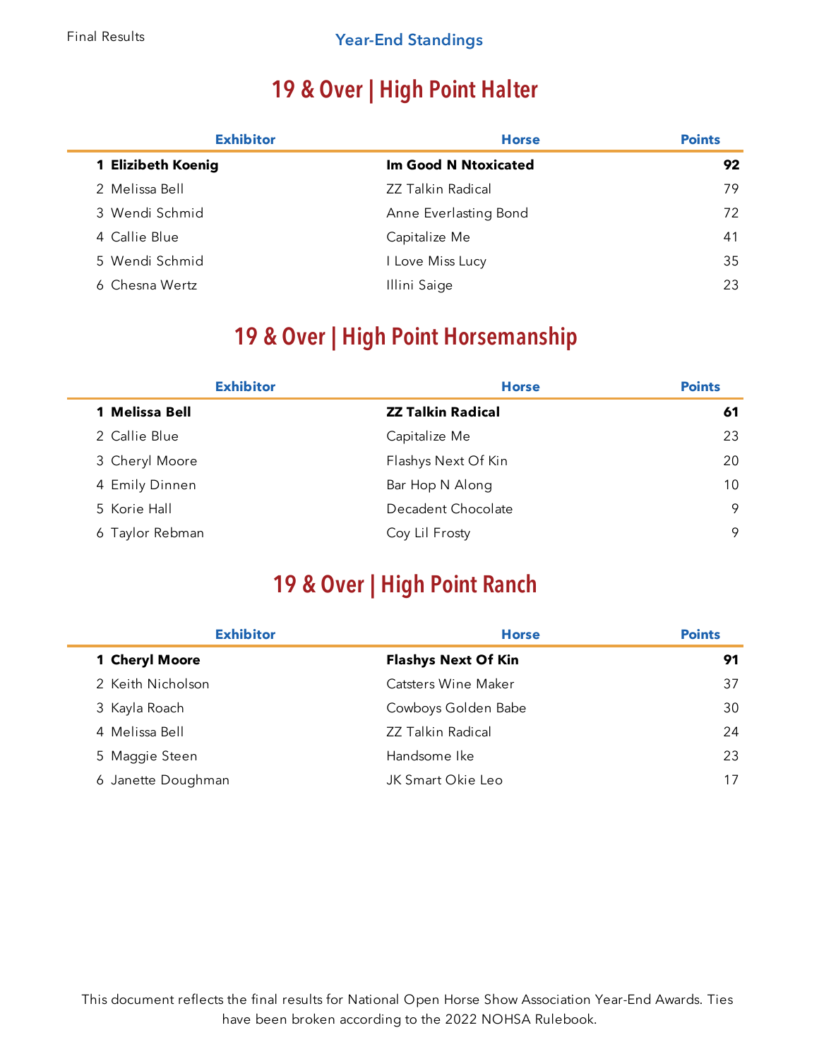Final Results

## Year-End Standings

# 19 & Over | High Point Halter

| Exhibitor | Horse | Points |
|---|---|---|
| **1 Elizibeth Koenig** | **Im Good N Ntoxicated** | **92** |
| 2 Melissa Bell | ZZ Talkin Radical | 79 |
| 3 Wendi Schmid | Anne Everlasting Bond | 72 |
| 4 Callie Blue | Capitalize Me | 41 |
| 5 Wendi Schmid | I Love Miss Lucy | 35 |
| 6 Chesna Wertz | Illini Saige | 23 |

# 19 & Over | High Point Horsemanship

| Exhibitor | Horse | Points |
|---|---|---|
| **1 Melissa Bell** | **ZZ Talkin Radical** | **61** |
| 2 Callie Blue | Capitalize Me | 23 |
| 3 Cheryl Moore | Flashys Next Of Kin | 20 |
| 4 Emily Dinnen | Bar Hop N Along | 10 |
| 5 Korie Hall | Decadent Chocolate | 9 |
| 6 Taylor Rebman | Coy Lil Frosty | 9 |

# 19 & Over | High Point Ranch

| Exhibitor | Horse | Points |
|---|---|---|
| **1 Cheryl Moore** | **Flashys Next Of Kin** | **91** |
| 2 Keith Nicholson | Catsters Wine Maker | 37 |
| 3 Kayla Roach | Cowboys Golden Babe | 30 |
| 4 Melissa Bell | ZZ Talkin Radical | 24 |
| 5 Maggie Steen | Handsome Ike | 23 |
| 6 Janette Doughman | JK Smart Okie Leo | 17 |

This document reflects the final results for National Open Horse Show Association Year-End Awards. Ties have been broken according to the 2022 NOHSA Rulebook.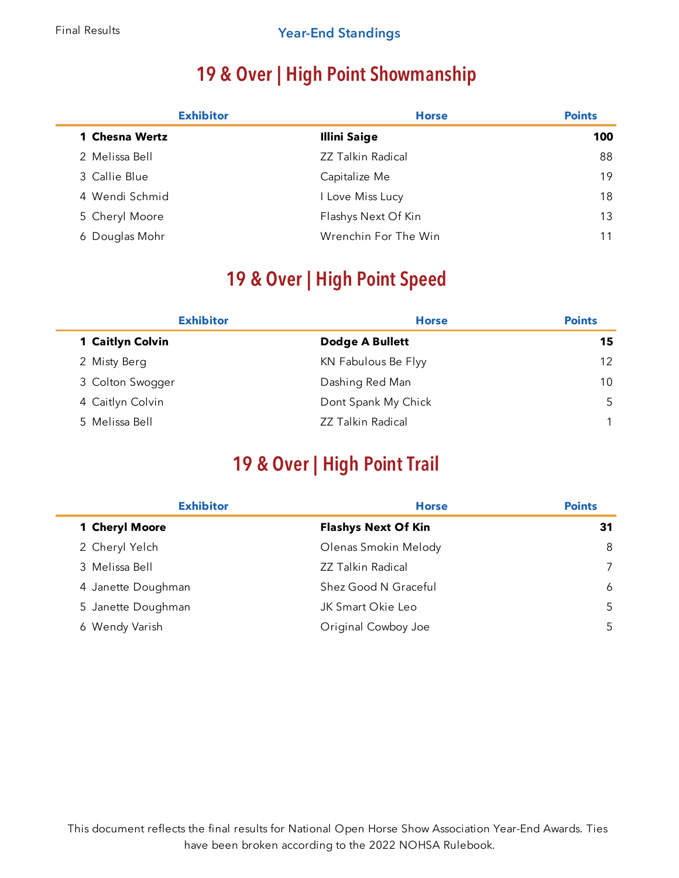Final Results

## Year-End Standings

# 19 & Over | High Point Showmanship

| | Exhibitor | Horse | Points |
|---|---|---|---|
| **1** | **Chesna Wertz** | **Illini Saige** | **100** |
| 2 | Melissa Bell | ZZ Talkin Radical | 88 |
| 3 | Callie Blue | Capitalize Me | 19 |
| 4 | Wendi Schmid | I Love Miss Lucy | 18 |
| 5 | Cheryl Moore | Flashys Next Of Kin | 13 |
| 6 | Douglas Mohr | Wrenchin For The Win | 11 |

# 19 & Over | High Point Speed

| | Exhibitor | Horse | Points |
|---|---|---|---|
| **1** | **Caitlyn Colvin** | **Dodge A Bullett** | **15** |
| 2 | Misty Berg | KN Fabulous Be Flyy | 12 |
| 3 | Colton Swogger | Dashing Red Man | 10 |
| 4 | Caitlyn Colvin | Dont Spank My Chick | 5 |
| 5 | Melissa Bell | ZZ Talkin Radical | 1 |

# 19 & Over | High Point Trail

| | Exhibitor | Horse | Points |
|---|---|---|---|
| **1** | **Cheryl Moore** | **Flashys Next Of Kin** | **31** |
| 2 | Cheryl Yelch | Olenas Smokin Melody | 8 |
| 3 | Melissa Bell | ZZ Talkin Radical | 7 |
| 4 | Janette Doughman | Shez Good N Graceful | 6 |
| 5 | Janette Doughman | JK Smart Okie Leo | 5 |
| 6 | Wendy Varish | Original Cowboy Joe | 5 |

This document reflects the final results for National Open Horse Show Association Year-End Awards. Ties have been broken according to the 2022 NOHSA Rulebook.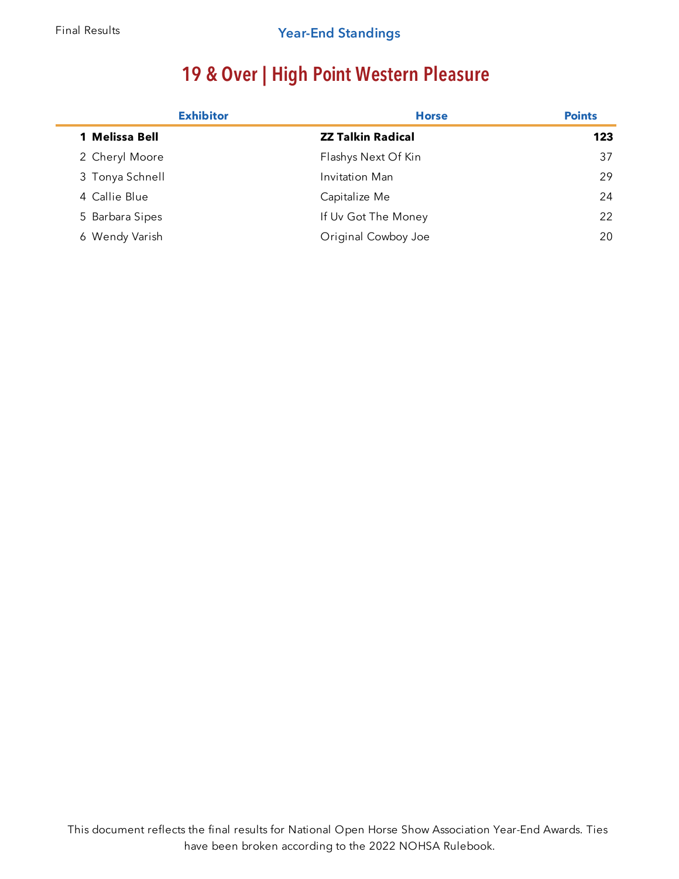# 19 & Over | High Point Western Pleasure

| Exhibitor | Horse | Points |
|---|---|---|
| **1 Melissa Bell** | **ZZ Talkin Radical** | **123** |
| 2 Cheryl Moore | Flashys Next Of Kin | 37 |
| 3 Tonya Schnell | Invitation Man | 29 |
| 4 Callie Blue | Capitalize Me | 24 |
| 5 Barbara Sipes | If Uv Got The Money | 22 |
| 6 Wendy Varish | Original Cowboy Joe | 20 |

This document reflects the final results for National Open Horse Show Association Year-End Awards. Ties have been broken according to the 2022 NOHSA Rulebook.